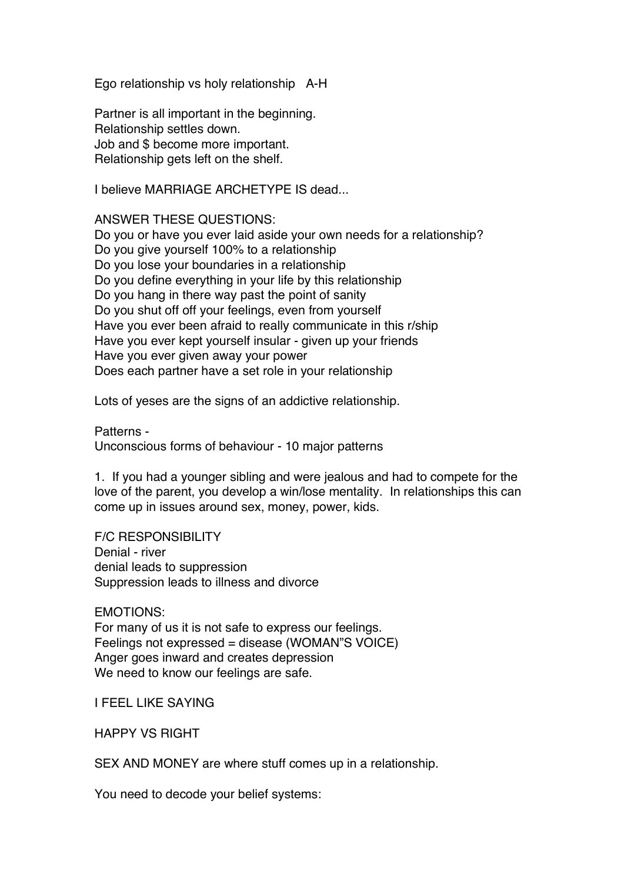Ego relationship vs holy relationship   A-H

Partner is all important in the beginning.
Relationship settles down.
Job and $ become more important.
Relationship gets left on the shelf.

I believe MARRIAGE ARCHETYPE IS dead...

ANSWER THESE QUESTIONS:
Do you or have you ever laid aside your own needs for a relationship?
Do you give yourself 100% to a relationship
Do you lose your boundaries in a relationship
Do you define everything in your life by this relationship
Do you hang in there way past the point of sanity
Do you shut off off your feelings, even from yourself
Have you ever been afraid to really communicate in this r/ship
Have you ever kept yourself insular - given up your friends
Have you ever given away your power
Does each partner have a set role in your relationship

Lots of yeses are the signs of an addictive relationship.

Patterns -
Unconscious forms of behaviour - 10 major patterns

1. If you had a younger sibling and were jealous and had to compete for the love of the parent, you develop a win/lose mentality. In relationships this can come up in issues around sex, money, power, kids.

F/C RESPONSIBILITY
Denial - river
denial leads to suppression
Suppression leads to illness and divorce

EMOTIONS:
For many of us it is not safe to express our feelings.
Feelings not expressed = disease (WOMAN"S VOICE)
Anger goes inward and creates depression
We need to know our feelings are safe.

I FEEL LIKE SAYING

HAPPY VS RIGHT

SEX AND MONEY are where stuff comes up in a relationship.

You need to decode your belief systems: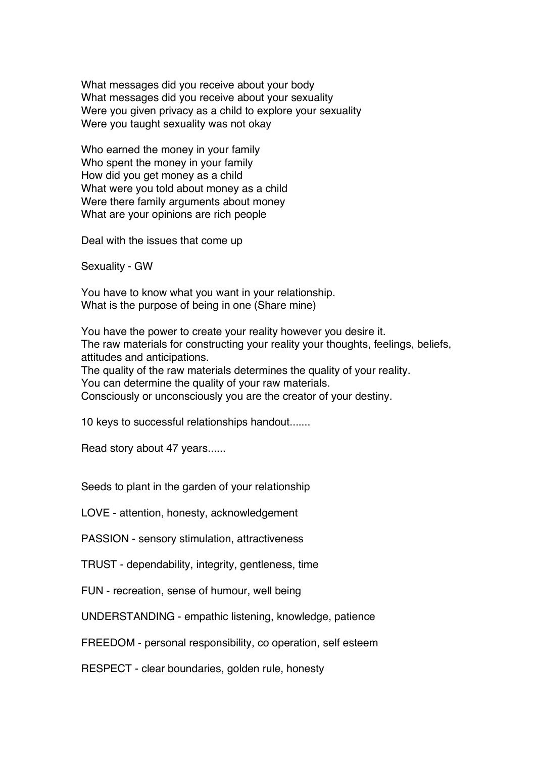What messages did you receive about your body
What messages did you receive about your sexuality
Were you given privacy as a child to explore your sexuality
Were you taught sexuality was not okay

Who earned the money in your family
Who spent the money in your family
How did you get money as a child
What were you told about money as a child
Were there family arguments about money
What are your opinions are rich people

Deal with the issues that come up

Sexuality - GW

You have to know what you want in your relationship.
What is the purpose of being in one (Share mine)

You have the power to create your reality however you desire it.
The raw materials for constructing your reality your thoughts, feelings, beliefs, attitudes and anticipations.
The quality of the raw materials determines the quality of your reality.
You can determine the quality of your raw materials.
Consciously or unconsciously you are the creator of your destiny.

10 keys to successful relationships handout.......

Read story about 47 years......

Seeds to plant in the garden of your relationship

LOVE - attention, honesty, acknowledgement

PASSION - sensory stimulation, attractiveness

TRUST - dependability, integrity, gentleness, time

FUN - recreation, sense of humour, well being

UNDERSTANDING - empathic listening, knowledge, patience

FREEDOM - personal responsibility, co operation, self esteem

RESPECT - clear boundaries, golden rule, honesty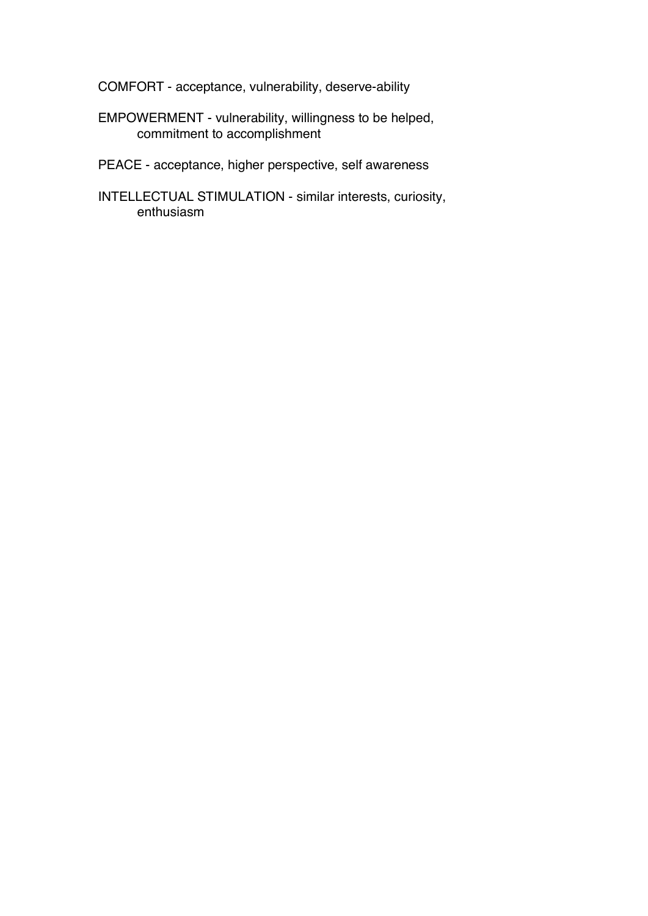COMFORT - acceptance, vulnerability, deserve-ability

EMPOWERMENT - vulnerability, willingness to be helped, commitment to accomplishment

PEACE - acceptance, higher perspective, self awareness

INTELLECTUAL STIMULATION - similar interests, curiosity, enthusiasm